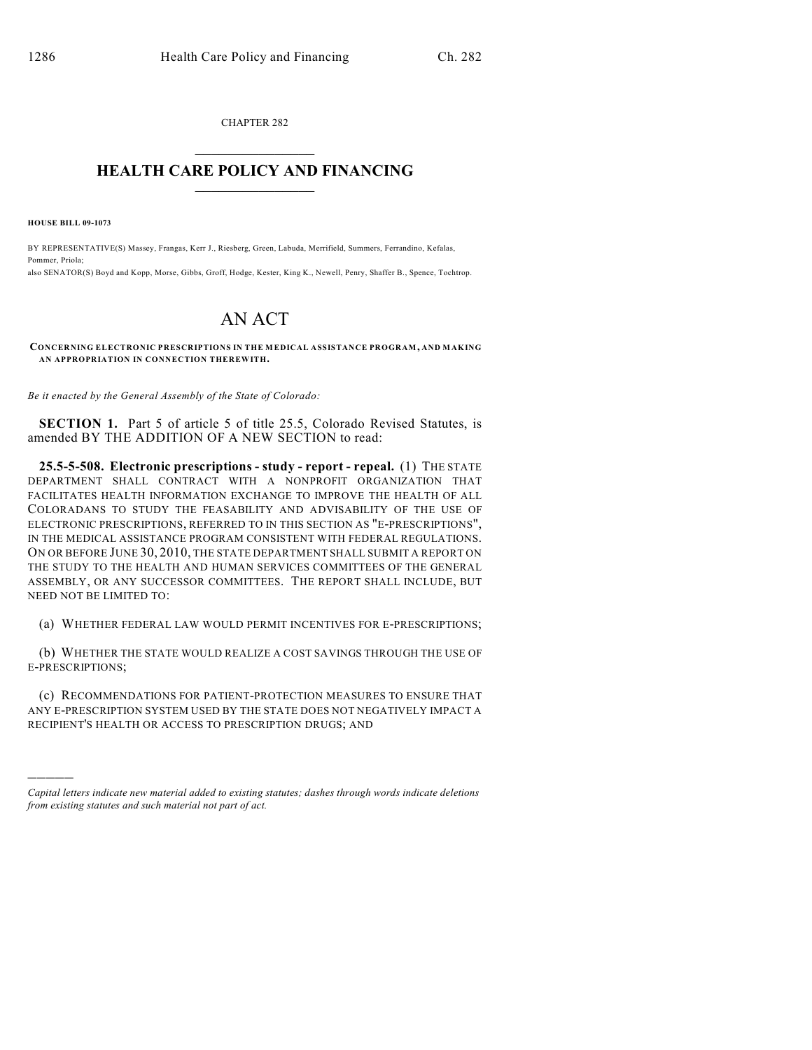CHAPTER 282

# HEALTH CARE POLICY AND FINANCING

**HOUSE BILL 09-1073**

BY REPRESENTATIVE(S) Massey, Frangas, Kerr J., Riesberg, Green, Labuda, Merrifield, Summers, Ferrandino, Kefalas, Pommer, Priola;
also SENATOR(S) Boyd and Kopp, Morse, Gibbs, Groff, Hodge, Kester, King K., Newell, Penry, Shaffer B., Spence, Tochtrop.

# AN ACT

**CONCERNING ELECTRONIC PRESCRIPTIONS IN THE MEDICAL ASSISTANCE PROGRAM, AND MAKING AN APPROPRIATION IN CONNECTION THEREWITH.**

*Be it enacted by the General Assembly of the State of Colorado:*

**SECTION 1.** Part 5 of article 5 of title 25.5, Colorado Revised Statutes, is amended BY THE ADDITION OF A NEW SECTION to read:

**25.5-5-508. Electronic prescriptions - study - report - repeal.** (1) THE STATE DEPARTMENT SHALL CONTRACT WITH A NONPROFIT ORGANIZATION THAT FACILITATES HEALTH INFORMATION EXCHANGE TO IMPROVE THE HEALTH OF ALL COLORADANS TO STUDY THE FEASABILITY AND ADVISABILITY OF THE USE OF ELECTRONIC PRESCRIPTIONS, REFERRED TO IN THIS SECTION AS "E-PRESCRIPTIONS", IN THE MEDICAL ASSISTANCE PROGRAM CONSISTENT WITH FEDERAL REGULATIONS. ON OR BEFORE JUNE 30, 2010, THE STATE DEPARTMENT SHALL SUBMIT A REPORT ON THE STUDY TO THE HEALTH AND HUMAN SERVICES COMMITTEES OF THE GENERAL ASSEMBLY, OR ANY SUCCESSOR COMMITTEES. THE REPORT SHALL INCLUDE, BUT NEED NOT BE LIMITED TO:

(a) WHETHER FEDERAL LAW WOULD PERMIT INCENTIVES FOR E-PRESCRIPTIONS;

(b) WHETHER THE STATE WOULD REALIZE A COST SAVINGS THROUGH THE USE OF E-PRESCRIPTIONS;

(c) RECOMMENDATIONS FOR PATIENT-PROTECTION MEASURES TO ENSURE THAT ANY E-PRESCRIPTION SYSTEM USED BY THE STATE DOES NOT NEGATIVELY IMPACT A RECIPIENT'S HEALTH OR ACCESS TO PRESCRIPTION DRUGS; AND

---

*Capital letters indicate new material added to existing statutes; dashes through words indicate deletions from existing statutes and such material not part of act.*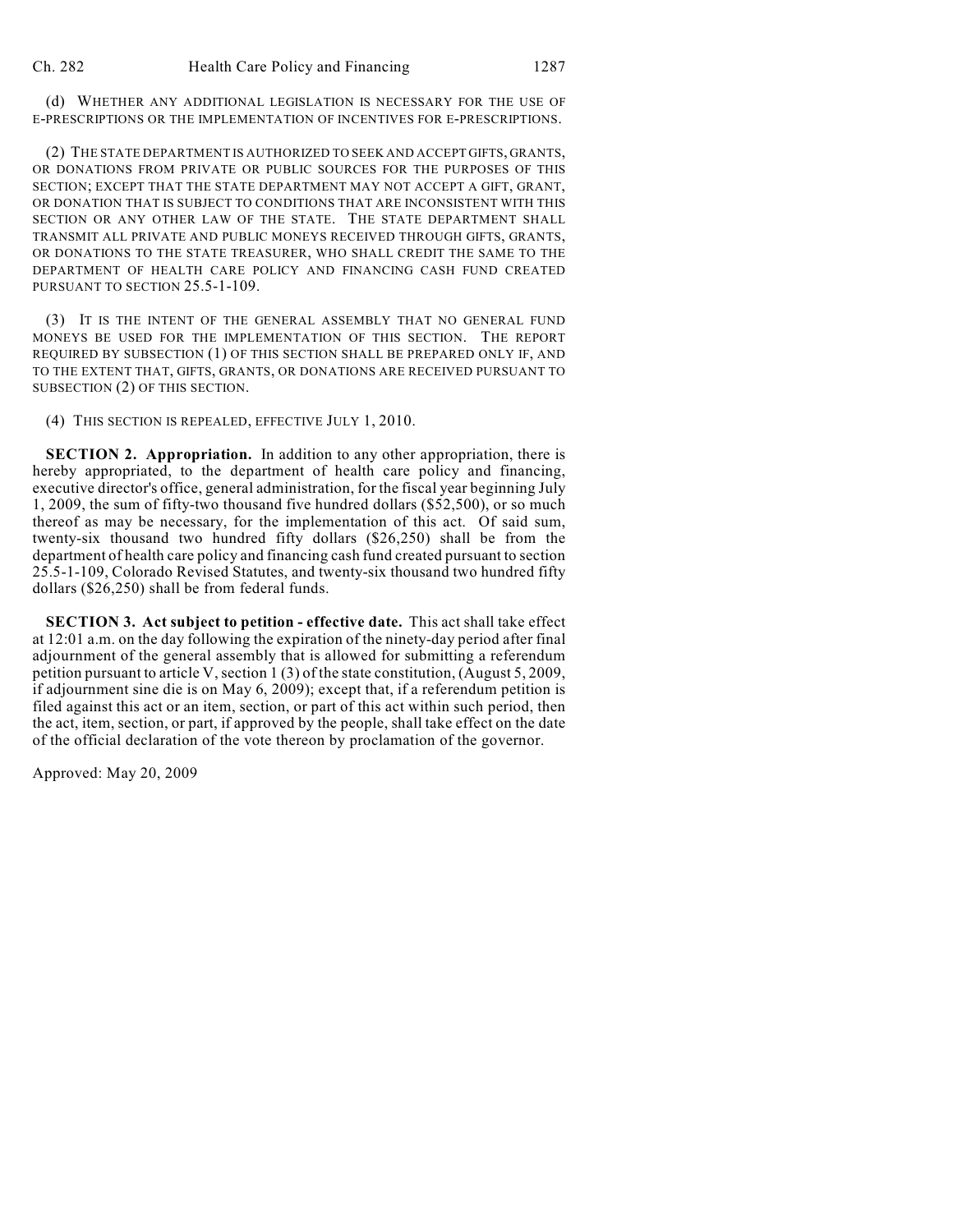(d) WHETHER ANY ADDITIONAL LEGISLATION IS NECESSARY FOR THE USE OF E-PRESCRIPTIONS OR THE IMPLEMENTATION OF INCENTIVES FOR E-PRESCRIPTIONS.

(2) THE STATE DEPARTMENT IS AUTHORIZED TO SEEK AND ACCEPT GIFTS, GRANTS, OR DONATIONS FROM PRIVATE OR PUBLIC SOURCES FOR THE PURPOSES OF THIS SECTION; EXCEPT THAT THE STATE DEPARTMENT MAY NOT ACCEPT A GIFT, GRANT, OR DONATION THAT IS SUBJECT TO CONDITIONS THAT ARE INCONSISTENT WITH THIS SECTION OR ANY OTHER LAW OF THE STATE. THE STATE DEPARTMENT SHALL TRANSMIT ALL PRIVATE AND PUBLIC MONEYS RECEIVED THROUGH GIFTS, GRANTS, OR DONATIONS TO THE STATE TREASURER, WHO SHALL CREDIT THE SAME TO THE DEPARTMENT OF HEALTH CARE POLICY AND FINANCING CASH FUND CREATED PURSUANT TO SECTION 25.5-1-109.

(3) IT IS THE INTENT OF THE GENERAL ASSEMBLY THAT NO GENERAL FUND MONEYS BE USED FOR THE IMPLEMENTATION OF THIS SECTION. THE REPORT REQUIRED BY SUBSECTION (1) OF THIS SECTION SHALL BE PREPARED ONLY IF, AND TO THE EXTENT THAT, GIFTS, GRANTS, OR DONATIONS ARE RECEIVED PURSUANT TO SUBSECTION (2) OF THIS SECTION.

(4) THIS SECTION IS REPEALED, EFFECTIVE JULY 1, 2010.

**SECTION 2. Appropriation.** In addition to any other appropriation, there is hereby appropriated, to the department of health care policy and financing, executive director's office, general administration, for the fiscal year beginning July 1, 2009, the sum of fifty-two thousand five hundred dollars ($52,500), or so much thereof as may be necessary, for the implementation of this act. Of said sum, twenty-six thousand two hundred fifty dollars ($26,250) shall be from the department of health care policy and financing cash fund created pursuant to section 25.5-1-109, Colorado Revised Statutes, and twenty-six thousand two hundred fifty dollars ($26,250) shall be from federal funds.

**SECTION 3. Act subject to petition - effective date.** This act shall take effect at 12:01 a.m. on the day following the expiration of the ninety-day period after final adjournment of the general assembly that is allowed for submitting a referendum petition pursuant to article V, section 1 (3) of the state constitution, (August 5, 2009, if adjournment sine die is on May 6, 2009); except that, if a referendum petition is filed against this act or an item, section, or part of this act within such period, then the act, item, section, or part, if approved by the people, shall take effect on the date of the official declaration of the vote thereon by proclamation of the governor.

Approved: May 20, 2009